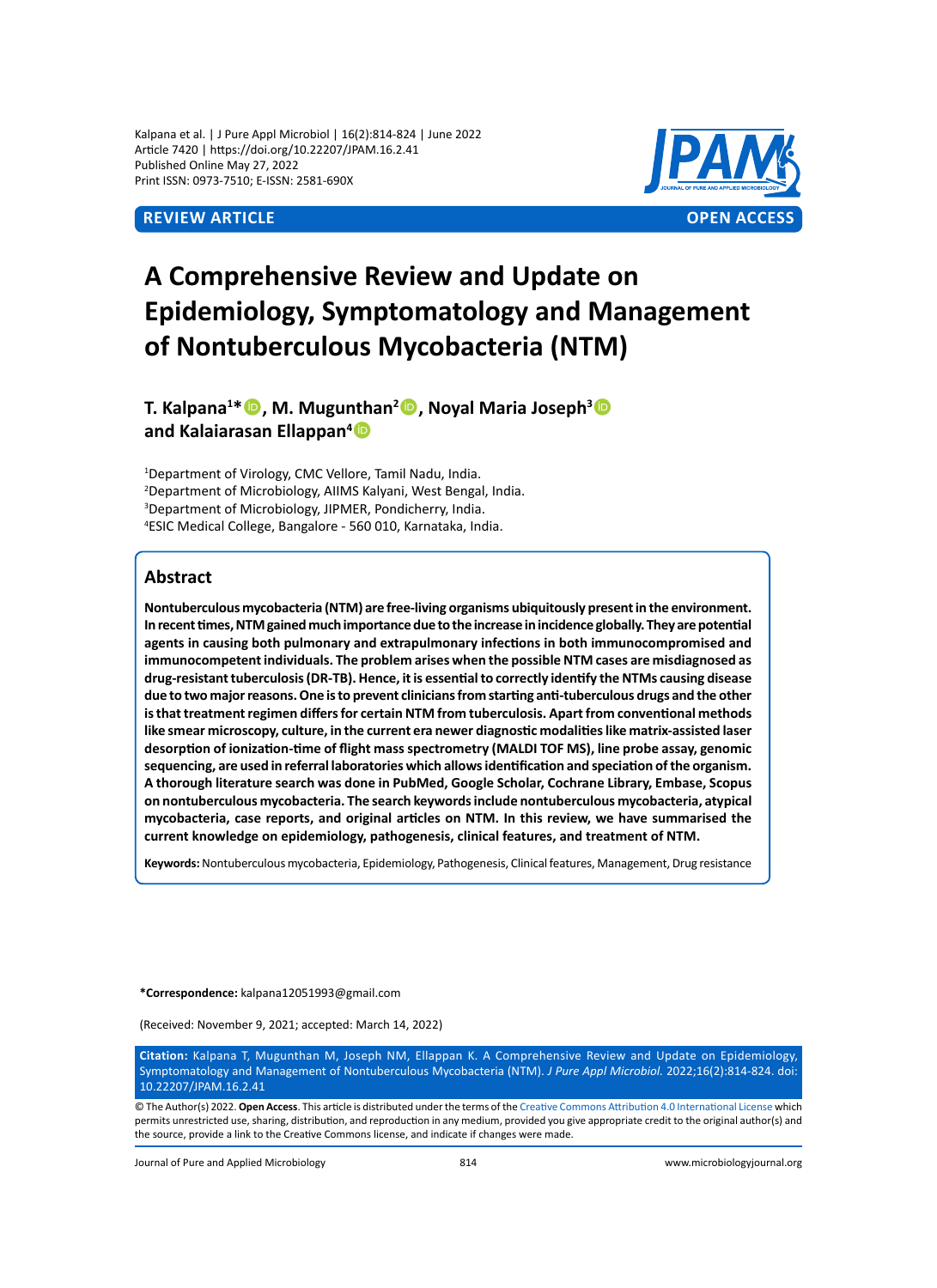Kalpana et al. | J Pure Appl Microbiol | 16(2):814-824 | June 2022
Article 7420 | https://doi.org/10.22207/JPAM.16.2.41
Published Online May 27, 2022
Print ISSN: 0973-7510; E-ISSN: 2581-690X

**REVIEW ARTICLE** **OPEN ACCESS**

# A Comprehensive Review and Update on Epidemiology, Symptomatology and Management of Nontuberculous Mycobacteria (NTM)

**T. Kalpana[1]*, M. Mugunthan[2], Noyal Maria Joseph[3] and Kalaiarasan Ellappan[4]**

[1]Department of Virology, CMC Vellore, Tamil Nadu, India.
[2]Department of Microbiology, AIIMS Kalyani, West Bengal, India.
[3]Department of Microbiology, JIPMER, Pondicherry, India.
[4]ESIC Medical College, Bangalore - 560 010, Karnataka, India.

## Abstract

**Nontuberculous mycobacteria (NTM) are free-living organisms ubiquitously present in the environment. In recent times, NTM gained much importance due to the increase in incidence globally. They are potential agents in causing both pulmonary and extrapulmonary infections in both immunocompromised and immunocompetent individuals. The problem arises when the possible NTM cases are misdiagnosed as drug-resistant tuberculosis (DR-TB). Hence, it is essential to correctly identify the NTMs causing disease due to two major reasons. One is to prevent clinicians from starting anti-tuberculous drugs and the other is that treatment regimen differs for certain NTM from tuberculosis. Apart from conventional methods like smear microscopy, culture, in the current era newer diagnostic modalities like matrix-assisted laser desorption of ionization-time of flight mass spectrometry (MALDI TOF MS), line probe assay, genomic sequencing, are used in referral laboratories which allows identification and speciation of the organism. A thorough literature search was done in PubMed, Google Scholar, Cochrane Library, Embase, Scopus on nontuberculous mycobacteria. The search keywords include nontuberculous mycobacteria, atypical mycobacteria, case reports, and original articles on NTM. In this review, we have summarised the current knowledge on epidemiology, pathogenesis, clinical features, and treatment of NTM.**

**Keywords:** Nontuberculous mycobacteria, Epidemiology, Pathogenesis, Clinical features, Management, Drug resistance

**\*Correspondence:** kalpana12051993@gmail.com

(Received: November 9, 2021; accepted: March 14, 2022)

**Citation:** Kalpana T, Mugunthan M, Joseph NM, Ellappan K. A Comprehensive Review and Update on Epidemiology, Symptomatology and Management of Nontuberculous Mycobacteria (NTM). *J Pure Appl Microbiol.* 2022;16(2):814-824. doi: 10.22207/JPAM.16.2.41

© The Author(s) 2022. **Open Access**. This article is distributed under the terms of the Creative Commons Attribution 4.0 International License which permits unrestricted use, sharing, distribution, and reproduction in any medium, provided you give appropriate credit to the original author(s) and the source, provide a link to the Creative Commons license, and indicate if changes were made.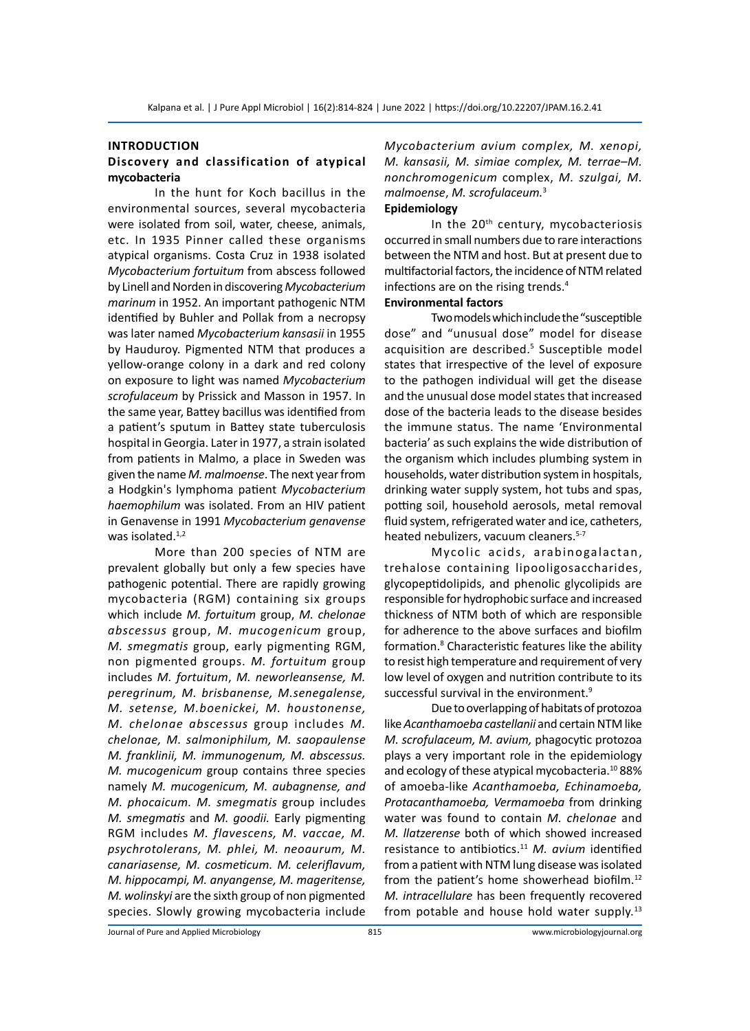## INTRODUCTION

### Discovery and classification of atypical mycobacteria

In the hunt for Koch bacillus in the environmental sources, several mycobacteria were isolated from soil, water, cheese, animals, etc. In 1935 Pinner called these organisms atypical organisms. Costa Cruz in 1938 isolated *Mycobacterium fortuitum* from abscess followed by Linell and Norden in discovering *Mycobacterium marinum* in 1952. An important pathogenic NTM identified by Buhler and Pollak from a necropsy was later named *Mycobacterium kansasii* in 1955 by Hauduroy. Pigmented NTM that produces a yellow-orange colony in a dark and red colony on exposure to light was named *Mycobacterium scrofulaceum* by Prissick and Masson in 1957. In the same year, Battey bacillus was identified from a patient's sputum in Battey state tuberculosis hospital in Georgia. Later in 1977, a strain isolated from patients in Malmo, a place in Sweden was given the name *M. malmoense*. The next year from a Hodgkin's lymphoma patient *Mycobacterium haemophilum* was isolated. From an HIV patient in Genavense in 1991 *Mycobacterium genavense* was isolated.[1,2]

More than 200 species of NTM are prevalent globally but only a few species have pathogenic potential. There are rapidly growing mycobacteria (RGM) containing six groups which include *M. fortuitum* group, *M. chelonae abscessus* group, *M. mucogenicum* group, *M. smegmatis* group, early pigmenting RGM, non pigmented groups. *M. fortuitum* group includes *M. fortuitum*, *M. neworleansense, M. peregrinum, M. brisbanense, M.senegalense, M. setense, M.boenickei, M. houstonense, M. chelonae abscessus* group includes *M. chelonae, M. salmoniphilum, M. saopaulense M. franklinii, M. immunogenum, M. abscessus. M. mucogenicum* group contains three species namely *M. mucogenicum, M. aubagnense, and M. phocaicum*. *M. smegmatis* group includes *M. smegmatis* and *M. goodii.* Early pigmenting RGM includes *M. flavescens, M. vaccae, M. psychrotolerans, M. phlei, M. neoaurum, M. canariasense, M. cosmeticum. M. celeriflavum, M. hippocampi, M. anyangense, M. mageritense, M. wolinskyi* are the sixth group of non pigmented species. Slowly growing mycobacteria include *Mycobacterium avium complex, M. xenopi, M. kansasii, M. simiae complex, M. terrae–M. nonchromogenicum* complex, *M. szulgai, M. malmoense*, *M. scrofulaceum.*[3]

### Epidemiology

In the 20th century, mycobacteriosis occurred in small numbers due to rare interactions between the NTM and host. But at present due to multifactorial factors, the incidence of NTM related infections are on the rising trends.[4]

### Environmental factors

Two models which include the "susceptible dose" and "unusual dose" model for disease acquisition are described.[5] Susceptible model states that irrespective of the level of exposure to the pathogen individual will get the disease and the unusual dose model states that increased dose of the bacteria leads to the disease besides the immune status. The name 'Environmental bacteria' as such explains the wide distribution of the organism which includes plumbing system in households, water distribution system in hospitals, drinking water supply system, hot tubs and spas, potting soil, household aerosols, metal removal fluid system, refrigerated water and ice, catheters, heated nebulizers, vacuum cleaners.[5-7]

Mycolic acids, arabinogalactan, trehalose containing lipooligosaccharides, glycopeptidolipids, and phenolic glycolipids are responsible for hydrophobic surface and increased thickness of NTM both of which are responsible for adherence to the above surfaces and biofilm formation.[8] Characteristic features like the ability to resist high temperature and requirement of very low level of oxygen and nutrition contribute to its successful survival in the environment.[9]

Due to overlapping of habitats of protozoa like *Acanthamoeba castellanii* and certain NTM like *M. scrofulaceum, M. avium,* phagocytic protozoa plays a very important role in the epidemiology and ecology of these atypical mycobacteria.[10] 88% of amoeba-like *Acanthamoeba, Echinamoeba, Protacanthamoeba, Vermamoeba* from drinking water was found to contain *M. chelonae* and *M. llatzerense* both of which showed increased resistance to antibiotics.[11] *M. avium* identified from a patient with NTM lung disease was isolated from the patient's home showerhead biofilm.[12] *M. intracellulare* has been frequently recovered from potable and house hold water supply.[13]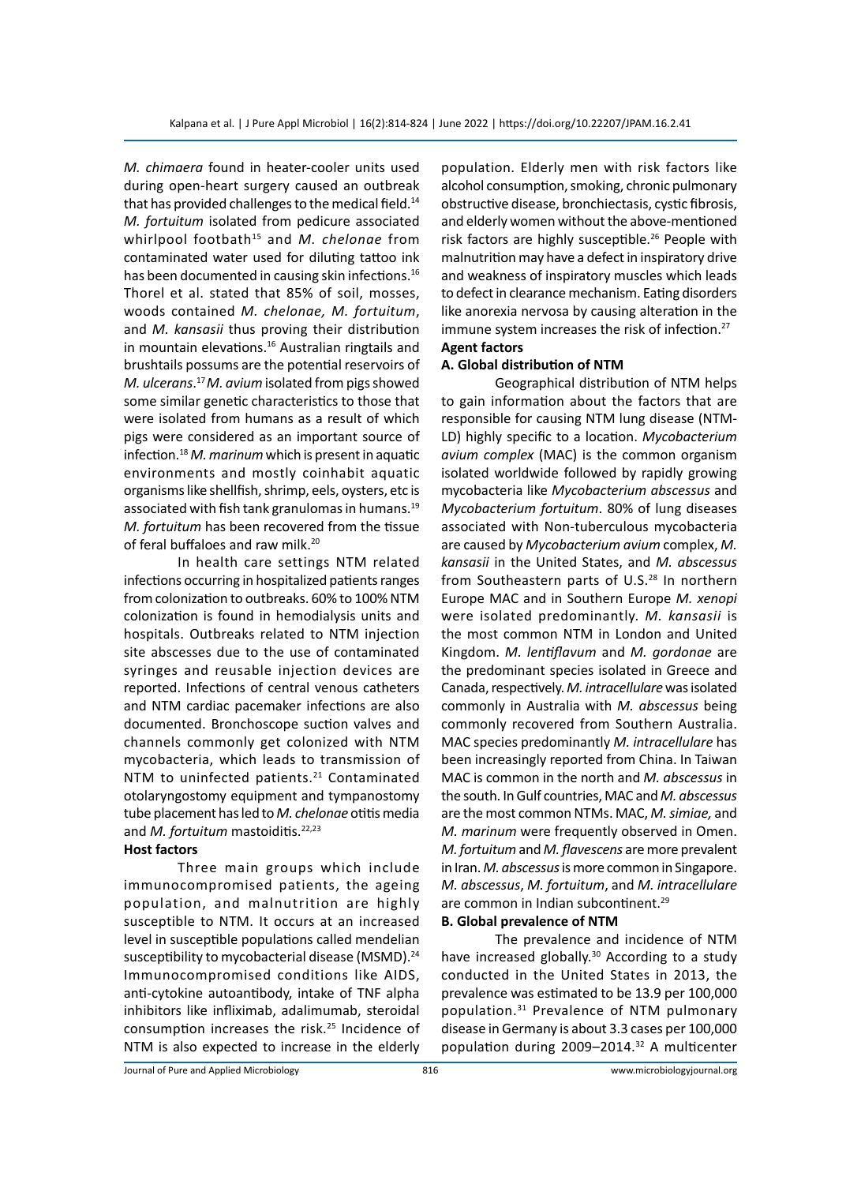*M. chimaera* found in heater-cooler units used during open-heart surgery caused an outbreak that has provided challenges to the medical field.[14] *M. fortuitum* isolated from pedicure associated whirlpool footbath[15] and *M. chelonae* from contaminated water used for diluting tattoo ink has been documented in causing skin infections.[16] Thorel et al. stated that 85% of soil, mosses, woods contained *M. chelonae, M. fortuitum*, and *M. kansasii* thus proving their distribution in mountain elevations.[16] Australian ringtails and brushtails possums are the potential reservoirs of *M. ulcerans*.[17] *M. avium* isolated from pigs showed some similar genetic characteristics to those that were isolated from humans as a result of which pigs were considered as an important source of infection.[18] *M. marinum* which is present in aquatic environments and mostly coinhabit aquatic organisms like shellfish, shrimp, eels, oysters, etc is associated with fish tank granulomas in humans.[19] *M. fortuitum* has been recovered from the tissue of feral buffaloes and raw milk.[20]

In health care settings NTM related infections occurring in hospitalized patients ranges from colonization to outbreaks. 60% to 100% NTM colonization is found in hemodialysis units and hospitals. Outbreaks related to NTM injection site abscesses due to the use of contaminated syringes and reusable injection devices are reported. Infections of central venous catheters and NTM cardiac pacemaker infections are also documented. Bronchoscope suction valves and channels commonly get colonized with NTM mycobacteria, which leads to transmission of NTM to uninfected patients.[21] Contaminated otolaryngostomy equipment and tympanostomy tube placement has led to *M. chelonae* otitis media and *M. fortuitum* mastoiditis.[22,23]

**Host factors**

Three main groups which include immunocompromised patients, the ageing population, and malnutrition are highly susceptible to NTM. It occurs at an increased level in susceptible populations called mendelian susceptibility to mycobacterial disease (MSMD).[24] Immunocompromised conditions like AIDS, anti-cytokine autoantibody, intake of TNF alpha inhibitors like infliximab, adalimumab, steroidal consumption increases the risk.[25] Incidence of NTM is also expected to increase in the elderly population. Elderly men with risk factors like alcohol consumption, smoking, chronic pulmonary obstructive disease, bronchiectasis, cystic fibrosis, and elderly women without the above-mentioned risk factors are highly susceptible.[26] People with malnutrition may have a defect in inspiratory drive and weakness of inspiratory muscles which leads to defect in clearance mechanism. Eating disorders like anorexia nervosa by causing alteration in the immune system increases the risk of infection.[27]

**Agent factors**

**A. Global distribution of NTM**

Geographical distribution of NTM helps to gain information about the factors that are responsible for causing NTM lung disease (NTM-LD) highly specific to a location. *Mycobacterium avium complex* (MAC) is the common organism isolated worldwide followed by rapidly growing mycobacteria like *Mycobacterium abscessus* and *Mycobacterium fortuitum*. 80% of lung diseases associated with Non-tuberculous mycobacteria are caused by *Mycobacterium avium* complex, *M. kansasii* in the United States, and *M. abscessus* from Southeastern parts of U.S.[28] In northern Europe MAC and in Southern Europe *M. xenopi* were isolated predominantly. *M. kansasii* is the most common NTM in London and United Kingdom. *M. lentiflavum* and *M. gordonae* are the predominant species isolated in Greece and Canada, respectively. *M. intracellulare* was isolated commonly in Australia with *M. abscessus* being commonly recovered from Southern Australia. MAC species predominantly *M. intracellulare* has been increasingly reported from China. In Taiwan MAC is common in the north and *M. abscessus* in the south. In Gulf countries, MAC and *M. abscessus* are the most common NTMs. MAC, *M. simiae,* and *M. marinum* were frequently observed in Omen. *M. fortuitum* and *M. flavescens* are more prevalent in Iran. *M. abscessus* is more common in Singapore. *M. abscessus*, *M. fortuitum*, and *M. intracellulare* are common in Indian subcontinent.[29]

**B. Global prevalence of NTM**

The prevalence and incidence of NTM have increased globally.[30] According to a study conducted in the United States in 2013, the prevalence was estimated to be 13.9 per 100,000 population.[31] Prevalence of NTM pulmonary disease in Germany is about 3.3 cases per 100,000 population during 2009–2014.[32] A multicenter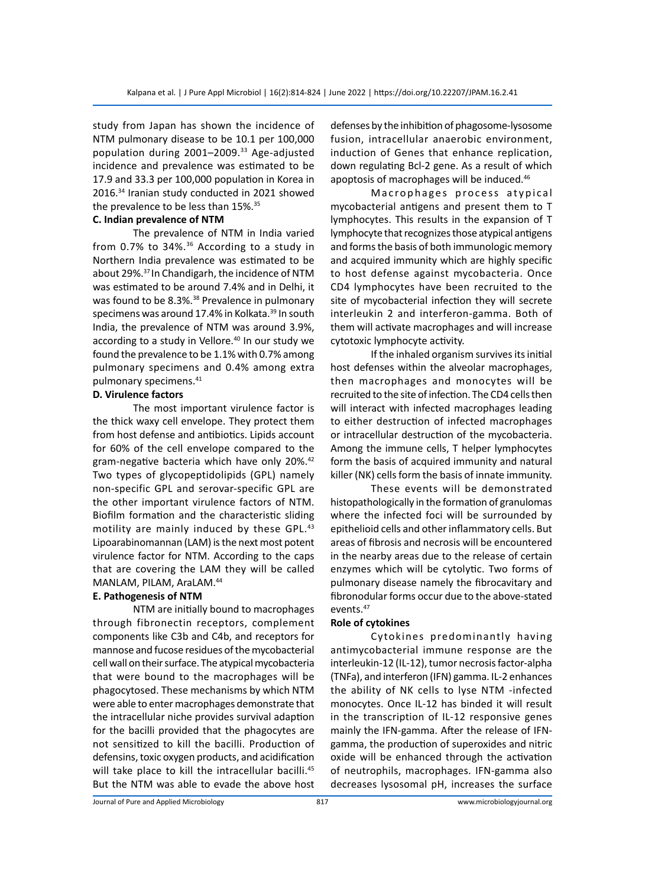study from Japan has shown the incidence of NTM pulmonary disease to be 10.1 per 100,000 population during 2001–2009.[33] Age-adjusted incidence and prevalence was estimated to be 17.9 and 33.3 per 100,000 population in Korea in 2016.[34] Iranian study conducted in 2021 showed the prevalence to be less than 15%.[35]

**C. Indian prevalence of NTM**

The prevalence of NTM in India varied from 0.7% to 34%.[36] According to a study in Northern India prevalence was estimated to be about 29%.[37] In Chandigarh, the incidence of NTM was estimated to be around 7.4% and in Delhi, it was found to be 8.3%.[38] Prevalence in pulmonary specimens was around 17.4% in Kolkata.[39] In south India, the prevalence of NTM was around 3.9%, according to a study in Vellore.[40] In our study we found the prevalence to be 1.1% with 0.7% among pulmonary specimens and 0.4% among extra pulmonary specimens.[41]

**D. Virulence factors**

The most important virulence factor is the thick waxy cell envelope. They protect them from host defense and antibiotics. Lipids account for 60% of the cell envelope compared to the gram-negative bacteria which have only 20%.[42] Two types of glycopeptidolipids (GPL) namely non-specific GPL and serovar-specific GPL are the other important virulence factors of NTM. Biofilm formation and the characteristic sliding motility are mainly induced by these GPL.[43] Lipoarabinomannan (LAM) is the next most potent virulence factor for NTM. According to the caps that are covering the LAM they will be called MANLAM, PILAM, AraLAM.[44]

**E. Pathogenesis of NTM**

NTM are initially bound to macrophages through fibronectin receptors, complement components like C3b and C4b, and receptors for mannose and fucose residues of the mycobacterial cell wall on their surface. The atypical mycobacteria that were bound to the macrophages will be phagocytosed. These mechanisms by which NTM were able to enter macrophages demonstrate that the intracellular niche provides survival adaption for the bacilli provided that the phagocytes are not sensitized to kill the bacilli. Production of defensins, toxic oxygen products, and acidification will take place to kill the intracellular bacilli.[45] But the NTM was able to evade the above host defenses by the inhibition of phagosome-lysosome fusion, intracellular anaerobic environment, induction of Genes that enhance replication, down regulating Bcl-2 gene. As a result of which apoptosis of macrophages will be induced.[46]

Macrophages process atypical mycobacterial antigens and present them to T lymphocytes. This results in the expansion of T lymphocyte that recognizes those atypical antigens and forms the basis of both immunologic memory and acquired immunity which are highly specific to host defense against mycobacteria. Once CD4 lymphocytes have been recruited to the site of mycobacterial infection they will secrete interleukin 2 and interferon-gamma. Both of them will activate macrophages and will increase cytotoxic lymphocyte activity.

If the inhaled organism survives its initial host defenses within the alveolar macrophages, then macrophages and monocytes will be recruited to the site of infection. The CD4 cells then will interact with infected macrophages leading to either destruction of infected macrophages or intracellular destruction of the mycobacteria. Among the immune cells, T helper lymphocytes form the basis of acquired immunity and natural killer (NK) cells form the basis of innate immunity.

These events will be demonstrated histopathologically in the formation of granulomas where the infected foci will be surrounded by epithelioid cells and other inflammatory cells. But areas of fibrosis and necrosis will be encountered in the nearby areas due to the release of certain enzymes which will be cytolytic. Two forms of pulmonary disease namely the fibrocavitary and fibronodular forms occur due to the above-stated events.[47]

**Role of cytokines**

Cytokines predominantly having antimycobacterial immune response are the interleukin-12 (IL-12), tumor necrosis factor-alpha (TNFa), and interferon (IFN) gamma. IL-2 enhances the ability of NK cells to lyse NTM -infected monocytes. Once IL-12 has binded it will result in the transcription of IL-12 responsive genes mainly the IFN-gamma. After the release of IFN-gamma, the production of superoxides and nitric oxide will be enhanced through the activation of neutrophils, macrophages. IFN-gamma also decreases lysosomal pH, increases the surface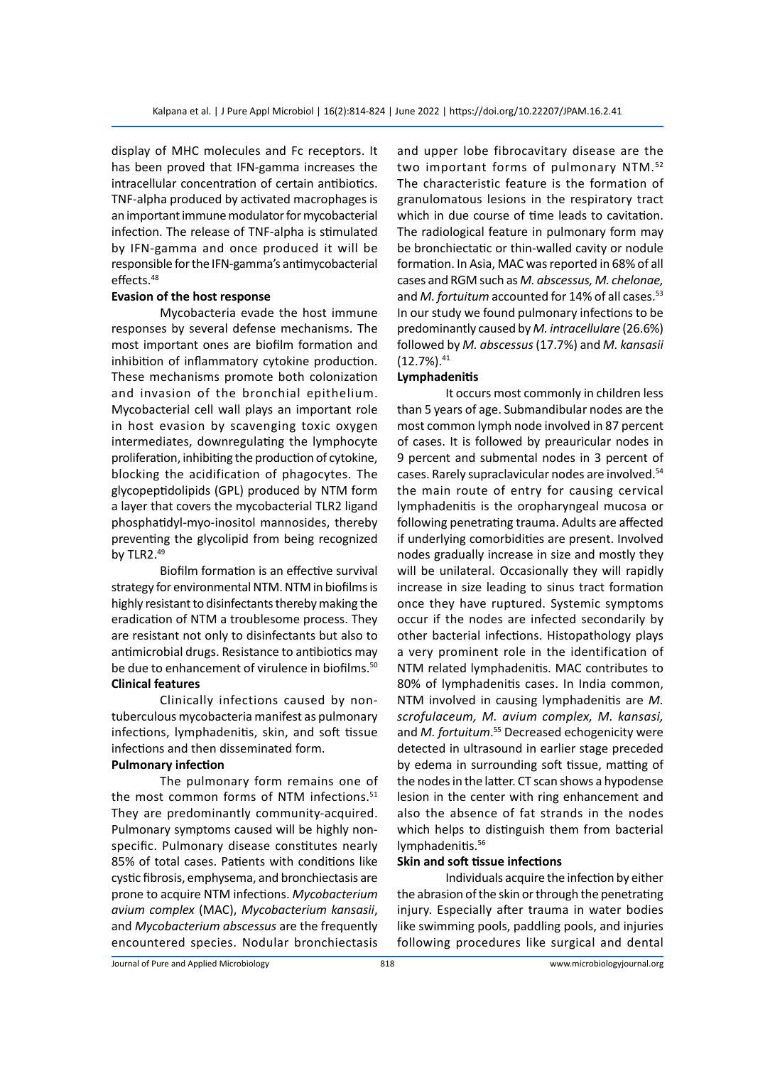display of MHC molecules and Fc receptors. It has been proved that IFN-gamma increases the intracellular concentration of certain antibiotics. TNF-alpha produced by activated macrophages is an important immune modulator for mycobacterial infection. The release of TNF-alpha is stimulated by IFN-gamma and once produced it will be responsible for the IFN-gamma's antimycobacterial effects.[48]

**Evasion of the host response**

Mycobacteria evade the host immune responses by several defense mechanisms. The most important ones are biofilm formation and inhibition of inflammatory cytokine production. These mechanisms promote both colonization and invasion of the bronchial epithelium. Mycobacterial cell wall plays an important role in host evasion by scavenging toxic oxygen intermediates, downregulating the lymphocyte proliferation, inhibiting the production of cytokine, blocking the acidification of phagocytes. The glycopeptidolipids (GPL) produced by NTM form a layer that covers the mycobacterial TLR2 ligand phosphatidyl-myo-inositol mannosides, thereby preventing the glycolipid from being recognized by TLR2.[49]

Biofilm formation is an effective survival strategy for environmental NTM. NTM in biofilms is highly resistant to disinfectants thereby making the eradication of NTM a troublesome process. They are resistant not only to disinfectants but also to antimicrobial drugs. Resistance to antibiotics may be due to enhancement of virulence in biofilms.[50]

**Clinical features**

Clinically infections caused by non-tuberculous mycobacteria manifest as pulmonary infections, lymphadenitis, skin, and soft tissue infections and then disseminated form.

**Pulmonary infection**

The pulmonary form remains one of the most common forms of NTM infections.[51] They are predominantly community-acquired. Pulmonary symptoms caused will be highly non-specific. Pulmonary disease constitutes nearly 85% of total cases. Patients with conditions like cystic fibrosis, emphysema, and bronchiectasis are prone to acquire NTM infections. *Mycobacterium avium complex* (MAC), *Mycobacterium kansasii*, and *Mycobacterium abscessus* are the frequently encountered species. Nodular bronchiectasis and upper lobe fibrocavitary disease are the two important forms of pulmonary NTM.[52] The characteristic feature is the formation of granulomatous lesions in the respiratory tract which in due course of time leads to cavitation. The radiological feature in pulmonary form may be bronchiectatic or thin-walled cavity or nodule formation. In Asia, MAC was reported in 68% of all cases and RGM such as *M. abscessus, M. chelonae,* and *M. fortuitum* accounted for 14% of all cases.[53] In our study we found pulmonary infections to be predominantly caused by *M. intracellulare* (26.6%) followed by *M. abscessus* (17.7%) and *M. kansasii* (12.7%).[41]

**Lymphadenitis**

It occurs most commonly in children less than 5 years of age. Submandibular nodes are the most common lymph node involved in 87 percent of cases. It is followed by preauricular nodes in 9 percent and submental nodes in 3 percent of cases. Rarely supraclavicular nodes are involved.[54] the main route of entry for causing cervical lymphadenitis is the oropharyngeal mucosa or following penetrating trauma. Adults are affected if underlying comorbidities are present. Involved nodes gradually increase in size and mostly they will be unilateral. Occasionally they will rapidly increase in size leading to sinus tract formation once they have ruptured. Systemic symptoms occur if the nodes are infected secondarily by other bacterial infections. Histopathology plays a very prominent role in the identification of NTM related lymphadenitis. MAC contributes to 80% of lymphadenitis cases. In India common, NTM involved in causing lymphadenitis are *M. scrofulaceum, M. avium complex, M. kansasi,* and *M. fortuitum*.[55] Decreased echogenicity were detected in ultrasound in earlier stage preceded by edema in surrounding soft tissue, matting of the nodes in the latter. CT scan shows a hypodense lesion in the center with ring enhancement and also the absence of fat strands in the nodes which helps to distinguish them from bacterial lymphadenitis.[56]

**Skin and soft tissue infections**

Individuals acquire the infection by either the abrasion of the skin or through the penetrating injury. Especially after trauma in water bodies like swimming pools, paddling pools, and injuries following procedures like surgical and dental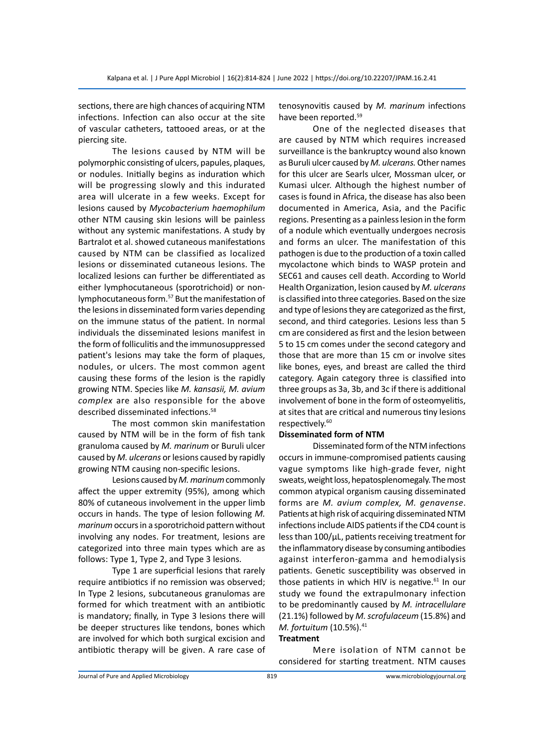sections, there are high chances of acquiring NTM infections. Infection can also occur at the site of vascular catheters, tattooed areas, or at the piercing site.

The lesions caused by NTM will be polymorphic consisting of ulcers, papules, plaques, or nodules. Initially begins as induration which will be progressing slowly and this indurated area will ulcerate in a few weeks. Except for lesions caused by *Mycobacterium haemophilum* other NTM causing skin lesions will be painless without any systemic manifestations. A study by Bartralot et al. showed cutaneous manifestations caused by NTM can be classified as localized lesions or disseminated cutaneous lesions. The localized lesions can further be differentiated as either lymphocutaneous (sporotrichoid) or non-lymphocutaneous form.[57] But the manifestation of the lesions in disseminated form varies depending on the immune status of the patient. In normal individuals the disseminated lesions manifest in the form of folliculitis and the immunosuppressed patient's lesions may take the form of plaques, nodules, or ulcers. The most common agent causing these forms of the lesion is the rapidly growing NTM. Species like *M. kansasii, M. avium complex* are also responsible for the above described disseminated infections.[58]

The most common skin manifestation caused by NTM will be in the form of fish tank granuloma caused by *M. marinum* or Buruli ulcer caused by *M. ulcerans* or lesions caused by rapidly growing NTM causing non-specific lesions.

Lesions caused by *M. marinum* commonly affect the upper extremity (95%), among which 80% of cutaneous involvement in the upper limb occurs in hands. The type of lesion following *M. marinum* occurs in a sporotrichoid pattern without involving any nodes. For treatment, lesions are categorized into three main types which are as follows: Type 1, Type 2, and Type 3 lesions.

Type 1 are superficial lesions that rarely require antibiotics if no remission was observed; In Type 2 lesions, subcutaneous granulomas are formed for which treatment with an antibiotic is mandatory; finally, in Type 3 lesions there will be deeper structures like tendons, bones which are involved for which both surgical excision and antibiotic therapy will be given. A rare case of tenosynovitis caused by *M. marinum* infections have been reported.[59]

One of the neglected diseases that are caused by NTM which requires increased surveillance is the bankruptcy wound also known as Buruli ulcer caused by *M. ulcerans.* Other names for this ulcer are Searls ulcer, Mossman ulcer, or Kumasi ulcer. Although the highest number of cases is found in Africa, the disease has also been documented in America, Asia, and the Pacific regions. Presenting as a painless lesion in the form of a nodule which eventually undergoes necrosis and forms an ulcer. The manifestation of this pathogen is due to the production of a toxin called mycolactone which binds to WASP protein and SEC61 and causes cell death. According to World Health Organization, lesion caused by *M. ulcerans* is classified into three categories. Based on the size and type of lesions they are categorized as the first, second, and third categories. Lesions less than 5 cm are considered as first and the lesion between 5 to 15 cm comes under the second category and those that are more than 15 cm or involve sites like bones, eyes, and breast are called the third category. Again category three is classified into three groups as 3a, 3b, and 3c if there is additional involvement of bone in the form of osteomyelitis, at sites that are critical and numerous tiny lesions respectively.[60]

### Disseminated form of NTM

Disseminated form of the NTM infections occurs in immune-compromised patients causing vague symptoms like high-grade fever, night sweats, weight loss, hepatosplenomegaly. The most common atypical organism causing disseminated forms are *M. avium complex, M. genavense*. Patients at high risk of acquiring disseminated NTM infections include AIDS patients if the CD4 count is less than 100/µL, patients receiving treatment for the inflammatory disease by consuming antibodies against interferon-gamma and hemodialysis patients. Genetic susceptibility was observed in those patients in which HIV is negative.[61] In our study we found the extrapulmonary infection to be predominantly caused by *M. intracellulare* (21.1%) followed by *M. scrofulaceum* (15.8%) and *M. fortuitum* (10.5%).[41]

### Treatment

Mere isolation of NTM cannot be considered for starting treatment. NTM causes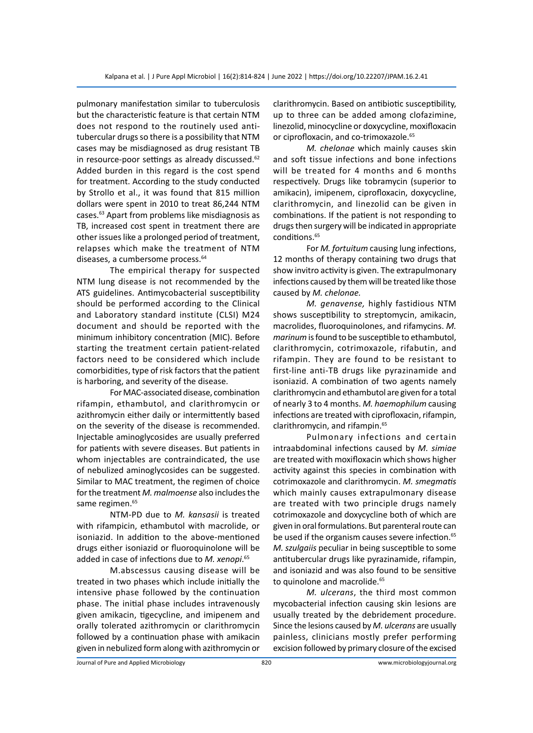pulmonary manifestation similar to tuberculosis but the characteristic feature is that certain NTM does not respond to the routinely used anti-tubercular drugs so there is a possibility that NTM cases may be misdiagnosed as drug resistant TB in resource-poor settings as already discussed.[62] Added burden in this regard is the cost spend for treatment. According to the study conducted by Strollo et al., it was found that 815 million dollars were spent in 2010 to treat 86,244 NTM cases.[63] Apart from problems like misdiagnosis as TB, increased cost spent in treatment there are other issues like a prolonged period of treatment, relapses which make the treatment of NTM diseases, a cumbersome process.[64]

The empirical therapy for suspected NTM lung disease is not recommended by the ATS guidelines. Antimycobacterial susceptibility should be performed according to the Clinical and Laboratory standard institute (CLSI) M24 document and should be reported with the minimum inhibitory concentration (MIC). Before starting the treatment certain patient-related factors need to be considered which include comorbidities, type of risk factors that the patient is harboring, and severity of the disease.

For MAC-associated disease, combination rifampin, ethambutol, and clarithromycin or azithromycin either daily or intermittently based on the severity of the disease is recommended. Injectable aminoglycosides are usually preferred for patients with severe diseases. But patients in whom injectables are contraindicated, the use of nebulized aminoglycosides can be suggested. Similar to MAC treatment, the regimen of choice for the treatment *M. malmoense* also includes the same regimen.[65]

NTM-PD due to *M. kansasii* is treated with rifampicin, ethambutol with macrolide, or isoniazid. In addition to the above-mentioned drugs either isoniazid or fluoroquinolone will be added in case of infections due to *M. xenopi*.[65]

M.abscessus causing disease will be treated in two phases which include initially the intensive phase followed by the continuation phase. The initial phase includes intravenously given amikacin, tigecycline, and imipenem and orally tolerated azithromycin or clarithromycin followed by a continuation phase with amikacin given in nebulized form along with azithromycin or clarithromycin. Based on antibiotic susceptibility, up to three can be added among clofazimine, linezolid, minocycline or doxycycline, moxifloxacin or ciprofloxacin, and co-trimoxazole.[65]

*M. chelonae* which mainly causes skin and soft tissue infections and bone infections will be treated for 4 months and 6 months respectively. Drugs like tobramycin (superior to amikacin), imipenem, ciprofloxacin, doxycycline, clarithromycin, and linezolid can be given in combinations. If the patient is not responding to drugs then surgery will be indicated in appropriate conditions.[65]

For *M. fortuitum* causing lung infections, 12 months of therapy containing two drugs that show invitro activity is given. The extrapulmonary infections caused by them will be treated like those caused by *M. chelonae.*

*M. genavense,* highly fastidious NTM shows susceptibility to streptomycin, amikacin, macrolides, fluoroquinolones, and rifamycins. *M. marinum* is found to be susceptible to ethambutol, clarithromycin, cotrimoxazole, rifabutin, and rifampin. They are found to be resistant to first-line anti-TB drugs like pyrazinamide and isoniazid. A combination of two agents namely clarithromycin and ethambutol are given for a total of nearly 3 to 4 months. *M. haemophilum* causing infections are treated with ciprofloxacin, rifampin, clarithromycin, and rifampin.[65]

Pulmonary infections and certain intraabdominal infections caused by *M. simiae* are treated with moxifloxacin which shows higher activity against this species in combination with cotrimoxazole and clarithromycin. *M. smegmatis* which mainly causes extrapulmonary disease are treated with two principle drugs namely cotrimoxazole and doxycycline both of which are given in oral formulations. But parenteral route can be used if the organism causes severe infection.[65] *M. szulgaiis* peculiar in being susceptible to some antitubercular drugs like pyrazinamide, rifampin, and isoniazid and was also found to be sensitive to quinolone and macrolide.[65]

*M. ulcerans*, the third most common mycobacterial infection causing skin lesions are usually treated by the debridement procedure. Since the lesions caused by *M. ulcerans* are usually painless, clinicians mostly prefer performing excision followed by primary closure of the excised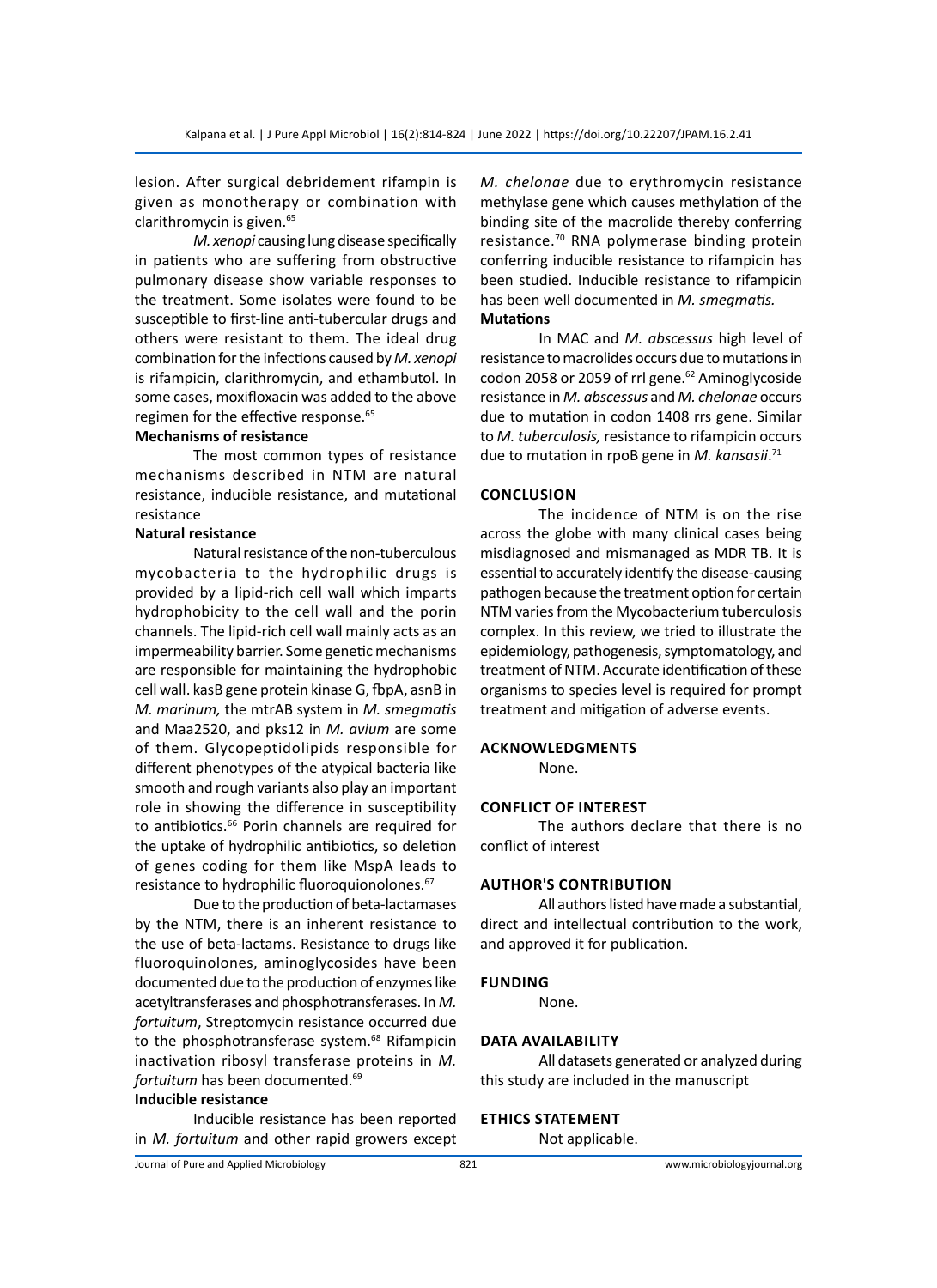lesion. After surgical debridement rifampin is given as monotherapy or combination with clarithromycin is given.[65]

*M. xenopi* causing lung disease specifically in patients who are suffering from obstructive pulmonary disease show variable responses to the treatment. Some isolates were found to be susceptible to first-line anti-tubercular drugs and others were resistant to them. The ideal drug combination for the infections caused by *M. xenopi* is rifampicin, clarithromycin, and ethambutol. In some cases, moxifloxacin was added to the above regimen for the effective response.[65]

### Mechanisms of resistance

The most common types of resistance mechanisms described in NTM are natural resistance, inducible resistance, and mutational resistance

#### Natural resistance

Natural resistance of the non-tuberculous mycobacteria to the hydrophilic drugs is provided by a lipid-rich cell wall which imparts hydrophobicity to the cell wall and the porin channels. The lipid-rich cell wall mainly acts as an impermeability barrier. Some genetic mechanisms are responsible for maintaining the hydrophobic cell wall. kasB gene protein kinase G, fbpA, asnB in *M. marinum,* the mtrAB system in *M. smegmatis* and Maa2520, and pks12 in *M. avium* are some of them. Glycopeptidolipids responsible for different phenotypes of the atypical bacteria like smooth and rough variants also play an important role in showing the difference in susceptibility to antibiotics.[66] Porin channels are required for the uptake of hydrophilic antibiotics, so deletion of genes coding for them like MspA leads to resistance to hydrophilic fluoroquionolones.[67]

Due to the production of beta-lactamases by the NTM, there is an inherent resistance to the use of beta-lactams. Resistance to drugs like fluoroquinolones, aminoglycosides have been documented due to the production of enzymes like acetyltransferases and phosphotransferases. In *M. fortuitum*, Streptomycin resistance occurred due to the phosphotransferase system.[68] Rifampicin inactivation ribosyl transferase proteins in *M. fortuitum* has been documented.[69]

#### Inducible resistance

Inducible resistance has been reported in *M. fortuitum* and other rapid growers except *M. chelonae* due to erythromycin resistance methylase gene which causes methylation of the binding site of the macrolide thereby conferring resistance.[70] RNA polymerase binding protein conferring inducible resistance to rifampicin has been studied. Inducible resistance to rifampicin has been well documented in *M. smegmatis.*

#### Mutations

In MAC and *M. abscessus* high level of resistance to macrolides occurs due to mutations in codon 2058 or 2059 of rrl gene.[62] Aminoglycoside resistance in *M. abscessus* and *M. chelonae* occurs due to mutation in codon 1408 rrs gene. Similar to *M. tuberculosis,* resistance to rifampicin occurs due to mutation in rpoB gene in *M. kansasii*.[71]

## CONCLUSION

The incidence of NTM is on the rise across the globe with many clinical cases being misdiagnosed and mismanaged as MDR TB. It is essential to accurately identify the disease-causing pathogen because the treatment option for certain NTM varies from the Mycobacterium tuberculosis complex. In this review, we tried to illustrate the epidemiology, pathogenesis, symptomatology, and treatment of NTM. Accurate identification of these organisms to species level is required for prompt treatment and mitigation of adverse events.

## ACKNOWLEDGMENTS

None.

## CONFLICT OF INTEREST

The authors declare that there is no conflict of interest

## AUTHOR'S CONTRIBUTION

All authors listed have made a substantial, direct and intellectual contribution to the work, and approved it for publication.

## FUNDING

None.

## DATA AVAILABILITY

All datasets generated or analyzed during this study are included in the manuscript

## ETHICS STATEMENT

Not applicable.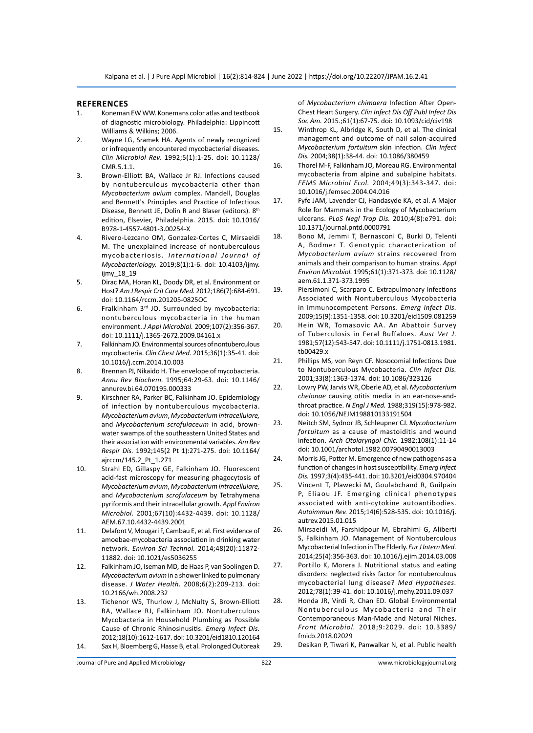## REFERENCES

1. Koneman EW WW. Konemans color atlas and textbook of diagnostic microbiology. Philadelphia: Lippincott Williams & Wilkins; 2006.
2. Wayne LG, Sramek HA. Agents of newly recognized or infrequently encountered mycobacterial diseases. *Clin Microbiol Rev.* 1992;5(1):1-25. doi: 10.1128/CMR.5.1.1.
3. Brown-Elliott BA, Wallace Jr RJ. Infections caused by nontuberculous mycobacteria other than *Mycobacterium avium* complex. Mandell, Douglas and Bennett's Principles and Practice of Infectious Disease, Bennett JE, Dolin R and Blaser (editors). 8th edition, Elsevier, Philadelphia. 2015. doi: 10.1016/B978-1-4557-4801-3.00254-X
4. Rivero-Lezcano OM, Gonzalez-Cortes C, Mirsaeidi M. The unexplained increase of nontuberculous mycobacteriosis. *International Journal of Mycobacteriology.* 2019;8(1):1-6. doi: 10.4103/ijmy.ijmy_18_19
5. Dirac MA, Horan KL, Doody DR, et al. Environment or Host? *Am J Respir Crit Care Med.* 2012;186(7):684-691. doi: 10.1164/rccm.201205-0825OC
6. Fralkinham 3rd JO. Surrounded by mycobacteria: nontuberculous mycobacteria in the human environment. *J Appl Microbiol.* 2009;107(2):356-367. doi: 10.1111/j.1365-2672.2009.04161.x
7. Falkinham JO. Environmental sources of nontuberculous mycobacteria. *Clin Chest Med.* 2015;36(1):35-41. doi: 10.1016/j.ccm.2014.10.003
8. Brennan PJ, Nikaido H. The envelope of mycobacteria. *Annu Rev Biochem.* 1995;64:29-63. doi: 10.1146/annurev.bi.64.070195.000333
9. Kirschner RA, Parker BC, Falkinham JO. Epidemiology of infection by nontuberculous mycobacteria. *Mycobacterium avium*, *Mycobacterium intracellulare,* and *Mycobacterium scrofulaceum* in acid, brown-water swamps of the southeastern United States and their association with environmental variables. *Am Rev Respir Dis.* 1992;145(2 Pt 1):271-275. doi: 10.1164/ajrccm/145.2_Pt_1.271
10. Strahl ED, Gillaspy GE, Falkinham JO. Fluorescent acid-fast microscopy for measuring phagocytosis of *Mycobacterium avium*, *Mycobacterium intracellulare,* and *Mycobacterium scrofulaceum* by Tetrahymena pyriformis and their intracellular growth. *Appl Environ Microbiol.* 2001;67(10):4432-4439. doi: 10.1128/AEM.67.10.4432-4439.2001
11. Delafont V, Mougari F, Cambau E, et al. First evidence of amoebae-mycobacteria association in drinking water network. *Environ Sci Technol.* 2014;48(20):11872-11882. doi: 10.1021/es5036255
12. Falkinham JO, Iseman MD, de Haas P, van Soolingen D. *Mycobacterium avium* in a shower linked to pulmonary disease. *J Water Health.* 2008;6(2):209-213. doi: 10.2166/wh.2008.232
13. Tichenor WS, Thurlow J, McNulty S, Brown-Elliott BA, Wallace RJ, Falkinham JO. Nontuberculous Mycobacteria in Household Plumbing as Possible Cause of Chronic Rhinosinusitis. *Emerg Infect Dis.* 2012;18(10):1612-1617. doi: 10.3201/eid1810.120164
14. Sax H, Bloemberg G, Hasse B, et al. Prolonged Outbreak of *Mycobacterium chimaera* Infection After Open-Chest Heart Surgery. *Clin Infect Dis Off Publ Infect Dis Soc Am.* 2015.;61(1):67-75. doi: 10.1093/cid/civ198
15. Winthrop KL, Albridge K, South D, et al. The clinical management and outcome of nail salon-acquired *Mycobacterium fortuitum* skin infection. *Clin Infect Dis.* 2004;38(1):38-44. doi: 10.1086/380459
16. Thorel M-F, Falkinham JO, Moreau RG. Environmental mycobacteria from alpine and subalpine habitats. *FEMS Microbiol Ecol.* 2004;49(3):343-347. doi: 10.1016/j.femsec.2004.04.016
17. Fyfe JAM, Lavender CJ, Handasyde KA, et al. A Major Role for Mammals in the Ecology of Mycobacterium ulcerans. *PLoS Negl Trop Dis.* 2010;4(8):e791. doi: 10.1371/journal.pntd.0000791
18. Bono M, Jemmi T, Bernasconi C, Burki D, Telenti A, Bodmer T. Genotypic characterization of *Mycobacterium avium* strains recovered from animals and their comparison to human strains. *Appl Environ Microbiol.* 1995;61(1):371-373. doi: 10.1128/aem.61.1.371-373.1995
19. Piersimoni C, Scarparo C. Extrapulmonary Infections Associated with Nontuberculous Mycobacteria in Immunocompetent Persons. *Emerg Infect Dis.* 2009;15(9):1351-1358. doi: 10.3201/eid1509.081259
20. Hein WR, Tomasovic AA. An Abattoir Survey of Tuberculosis in Feral Buffaloes. *Aust Vet J.* 1981;57(12):543-547. doi: 10.1111/j.1751-0813.1981.tb00429.x
21. Phillips MS, von Reyn CF. Nosocomial Infections Due to Nontuberculous Mycobacteria. *Clin Infect Dis.* 2001;33(8):1363-1374. doi: 10.1086/323126
22. Lowry PW, Jarvis WR, Oberle AD, et al. *Mycobacterium chelonae* causing otitis media in an ear-nose-and-throat practice. *N Engl J Med.* 1988;319(15):978-982. doi: 10.1056/NEJM198810133191504
23. Neitch SM, Sydnor JB, Schleupner CJ. *Mycobacterium fortuitum* as a cause of mastoiditis and wound infection. *Arch Otolaryngol Chic.* 1982;108(1):11-14 doi: 10.1001/archotol.1982.00790490013003
24. Morris JG, Potter M. Emergence of new pathogens as a function of changes in host susceptibility. *Emerg Infect Dis.* 1997;3(4):435-441. doi: 10.3201/eid0304.970404
25. Vincent T, Plawecki M, Goulabchand R, Guilpain P, Eliaou JF. Emerging clinical phenotypes associated with anti-cytokine autoantibodies. *Autoimmun Rev.* 2015;14(6):528-535. doi: 10.1016/j.autrev.2015.01.015
26. Mirsaeidi M, Farshidpour M, Ebrahimi G, Aliberti S, Falkinham JO. Management of Nontuberculous Mycobacterial Infection in The Elderly. *Eur J Intern Med.* 2014;25(4):356-363. doi: 10.1016/j.ejim.2014.03.008
27. Portillo K, Morera J. Nutritional status and eating disorders: neglected risks factor for nontuberculous mycobacterial lung disease? *Med Hypotheses.* 2012;78(1):39-41. doi: 10.1016/j.mehy.2011.09.037
28. Honda JR, Virdi R, Chan ED. Global Environmental Nontuberculous Mycobacteria and Their Contemporaneous Man-Made and Natural Niches. *Front Microbiol.* 2018;9:2029. doi: 10.3389/fmicb.2018.02029
29. Desikan P, Tiwari K, Panwalkar N, et al. Public health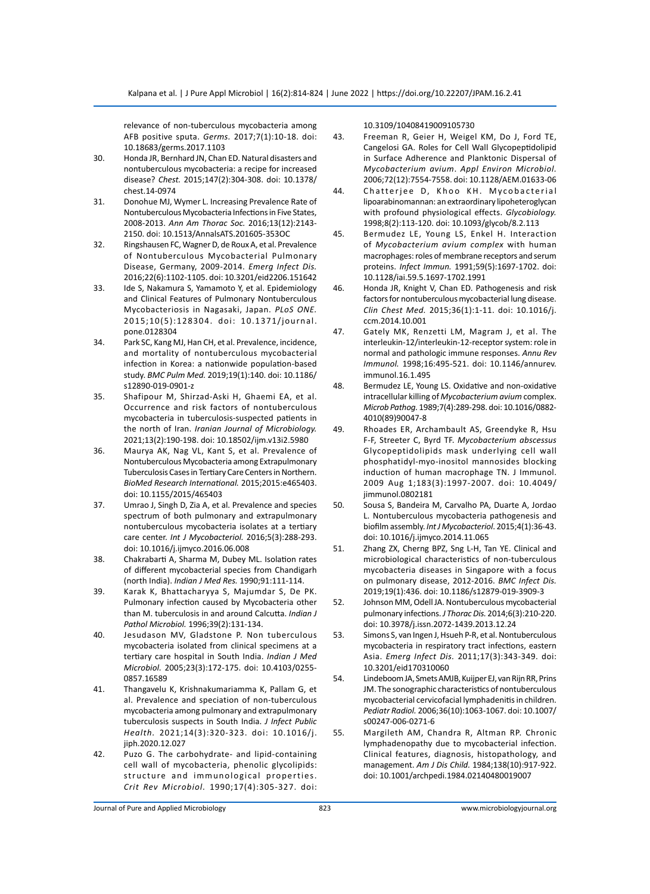relevance of non-tuberculous mycobacteria among AFB positive sputa. *Germs.* 2017;7(1):10-18. doi: 10.18683/germs.2017.1103

30. Honda JR, Bernhard JN, Chan ED. Natural disasters and nontuberculous mycobacteria: a recipe for increased disease? *Chest.* 2015;147(2):304-308. doi: 10.1378/chest.14-0974
31. Donohue MJ, Wymer L. Increasing Prevalence Rate of Nontuberculous Mycobacteria Infections in Five States, 2008-2013. *Ann Am Thorac Soc.* 2016;13(12):2143-2150. doi: 10.1513/AnnalsATS.201605-353OC
32. Ringshausen FC, Wagner D, de Roux A, et al. Prevalence of Nontuberculous Mycobacterial Pulmonary Disease, Germany, 2009-2014. *Emerg Infect Dis.* 2016;22(6):1102-1105. doi: 10.3201/eid2206.151642
33. Ide S, Nakamura S, Yamamoto Y, et al. Epidemiology and Clinical Features of Pulmonary Nontuberculous Mycobacteriosis in Nagasaki, Japan. *PLoS ONE.* 2015;10(5):128304. doi: 10.1371/journal.pone.0128304
34. Park SC, Kang MJ, Han CH, et al. Prevalence, incidence, and mortality of nontuberculous mycobacterial infection in Korea: a nationwide population-based study. *BMC Pulm Med.* 2019;19(1):140. doi: 10.1186/s12890-019-0901-z
35. Shafipour M, Shirzad-Aski H, Ghaemi EA, et al. Occurrence and risk factors of nontuberculous mycobacteria in tuberculosis-suspected patients in the north of Iran. *Iranian Journal of Microbiology.* 2021;13(2):190-198. doi: 10.18502/ijm.v13i2.5980
36. Maurya AK, Nag VL, Kant S, et al. Prevalence of Nontuberculous Mycobacteria among Extrapulmonary Tuberculosis Cases in Tertiary Care Centers in Northern. *BioMed Research International.* 2015;2015:e465403. doi: 10.1155/2015/465403
37. Umrao J, Singh D, Zia A, et al. Prevalence and species spectrum of both pulmonary and extrapulmonary nontuberculous mycobacteria isolates at a tertiary care center. *Int J Mycobacteriol.* 2016;5(3):288-293. doi: 10.1016/j.ijmyco.2016.06.008
38. Chakrabarti A, Sharma M, Dubey ML. Isolation rates of different mycobacterial species from Chandigarh (north India). *Indian J Med Res.* 1990;91:111-114.
39. Karak K, Bhattacharyya S, Majumdar S, De PK. Pulmonary infection caused by Mycobacteria other than M. tuberculosis in and around Calcutta. *Indian J Pathol Microbiol.* 1996;39(2):131-134.
40. Jesudason MV, Gladstone P. Non tuberculous mycobacteria isolated from clinical specimens at a tertiary care hospital in South India. *Indian J Med Microbiol.* 2005;23(3):172-175. doi: 10.4103/0255-0857.16589
41. Thangavelu K, Krishnakumariamma K, Pallam G, et al. Prevalence and speciation of non-tuberculous mycobacteria among pulmonary and extrapulmonary tuberculosis suspects in South India. *J Infect Public Health.* 2021;14(3):320-323. doi: 10.1016/j.jiph.2020.12.027
42. Puzo G. The carbohydrate- and lipid-containing cell wall of mycobacteria, phenolic glycolipids: structure and immunological properties. *Crit Rev Microbiol.* 1990;17(4):305-327. doi: 10.3109/10408419009105730
43. Freeman R, Geier H, Weigel KM, Do J, Ford TE, Cangelosi GA. Roles for Cell Wall Glycopeptidolipid in Surface Adherence and Planktonic Dispersal of *Mycobacterium avium*. *Appl Environ Microbiol.* 2006;72(12):7554-7558. doi: 10.1128/AEM.01633-06
44. Chatterjee D, Khoo KH. Mycobacterial lipoarabinomannan: an extraordinary lipoheteroglycan with profound physiological effects. *Glycobiology.* 1998;8(2):113-120. doi: 10.1093/glycob/8.2.113
45. Bermudez LE, Young LS, Enkel H. Interaction of *Mycobacterium avium complex* with human macrophages: roles of membrane receptors and serum proteins. *Infect Immun.* 1991;59(5):1697-1702. doi: 10.1128/iai.59.5.1697-1702.1991
46. Honda JR, Knight V, Chan ED. Pathogenesis and risk factors for nontuberculous mycobacterial lung disease. *Clin Chest Med.* 2015;36(1):1-11. doi: 10.1016/j.ccm.2014.10.001
47. Gately MK, Renzetti LM, Magram J, et al. The interleukin-12/interleukin-12-receptor system: role in normal and pathologic immune responses. *Annu Rev Immunol.* 1998;16:495-521. doi: 10.1146/annurev.immunol.16.1.495
48. Bermudez LE, Young LS. Oxidative and non-oxidative intracellular killing of *Mycobacterium avium* complex. *Microb Pathog.* 1989;7(4):289-298. doi: 10.1016/0882-4010(89)90047-8
49. Rhoades ER, Archambault AS, Greendyke R, Hsu F-F, Streeter C, Byrd TF. *Mycobacterium abscessus* Glycopeptidolipids mask underlying cell wall phosphatidyl-myo-inositol mannosides blocking induction of human macrophage TN. J Immunol. 2009 Aug 1;183(3):1997-2007. doi: 10.4049/jimmunol.0802181
50. Sousa S, Bandeira M, Carvalho PA, Duarte A, Jordao L. Nontuberculous mycobacteria pathogenesis and biofilm assembly. *Int J Mycobacteriol.* 2015;4(1):36-43. doi: 10.1016/j.ijmyco.2014.11.065
51. Zhang ZX, Cherng BPZ, Sng L-H, Tan YE. Clinical and microbiological characteristics of non-tuberculous mycobacteria diseases in Singapore with a focus on pulmonary disease, 2012-2016. *BMC Infect Dis.* 2019;19(1):436. doi: 10.1186/s12879-019-3909-3
52. Johnson MM, Odell JA. Nontuberculous mycobacterial pulmonary infections. *J Thorac Dis.* 2014;6(3):210-220. doi: 10.3978/j.issn.2072-1439.2013.12.24
53. Simons S, van Ingen J, Hsueh P-R, et al. Nontuberculous mycobacteria in respiratory tract infections, eastern Asia. *Emerg Infect Dis.* 2011;17(3):343-349. doi: 10.3201/eid170310060
54. Lindeboom JA, Smets AMJB, Kuijper EJ, van Rijn RR, Prins JM. The sonographic characteristics of nontuberculous mycobacterial cervicofacial lymphadenitis in children. *Pediatr Radiol.* 2006;36(10):1063-1067. doi: 10.1007/s00247-006-0271-6
55. Margileth AM, Chandra R, Altman RP. Chronic lymphadenopathy due to mycobacterial infection. Clinical features, diagnosis, histopathology, and management. *Am J Dis Child.* 1984;138(10):917-922. doi: 10.1001/archpedi.1984.02140480019007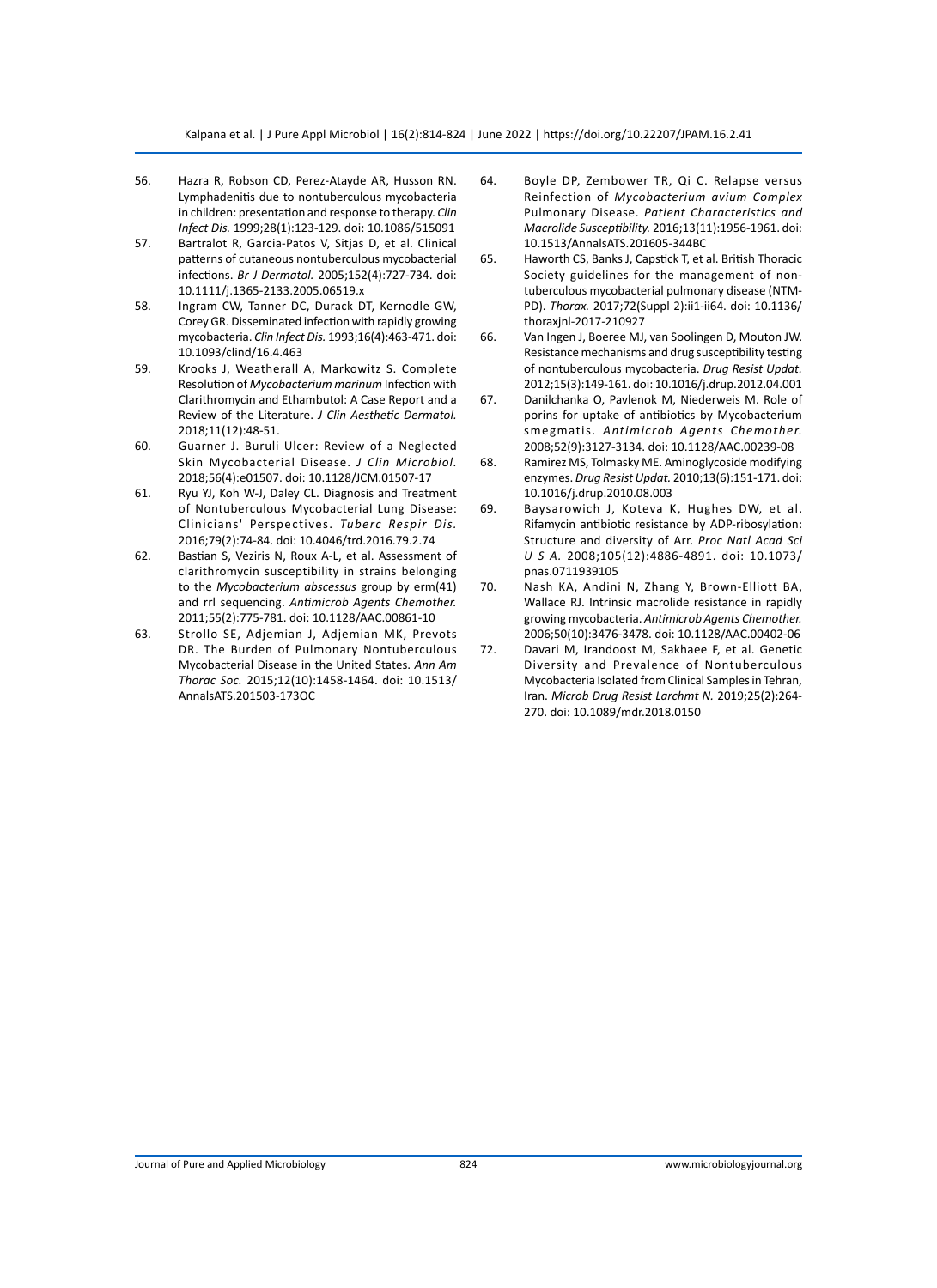56. Hazra R, Robson CD, Perez-Atayde AR, Husson RN. Lymphadenitis due to nontuberculous mycobacteria in children: presentation and response to therapy. *Clin Infect Dis.* 1999;28(1):123-129. doi: 10.1086/515091
57. Bartralot R, Garcia-Patos V, Sitjas D, et al. Clinical patterns of cutaneous nontuberculous mycobacterial infections. *Br J Dermatol.* 2005;152(4):727-734. doi: 10.1111/j.1365-2133.2005.06519.x
58. Ingram CW, Tanner DC, Durack DT, Kernodle GW, Corey GR. Disseminated infection with rapidly growing mycobacteria. *Clin Infect Dis.* 1993;16(4):463-471. doi: 10.1093/clind/16.4.463
59. Krooks J, Weatherall A, Markowitz S. Complete Resolution of *Mycobacterium marinum* Infection with Clarithromycin and Ethambutol: A Case Report and a Review of the Literature. *J Clin Aesthetic Dermatol.* 2018;11(12):48-51.
60. Guarner J. Buruli Ulcer: Review of a Neglected Skin Mycobacterial Disease. *J Clin Microbiol.* 2018;56(4):e01507. doi: 10.1128/JCM.01507-17
61. Ryu YJ, Koh W-J, Daley CL. Diagnosis and Treatment of Nontuberculous Mycobacterial Lung Disease: Clinicians' Perspectives. *Tuberc Respir Dis.* 2016;79(2):74-84. doi: 10.4046/trd.2016.79.2.74
62. Bastian S, Veziris N, Roux A-L, et al. Assessment of clarithromycin susceptibility in strains belonging to the *Mycobacterium abscessus* group by erm(41) and rrl sequencing. *Antimicrob Agents Chemother.* 2011;55(2):775-781. doi: 10.1128/AAC.00861-10
63. Strollo SE, Adjemian J, Adjemian MK, Prevots DR. The Burden of Pulmonary Nontuberculous Mycobacterial Disease in the United States. *Ann Am Thorac Soc.* 2015;12(10):1458-1464. doi: 10.1513/AnnalsATS.201503-173OC
64. Boyle DP, Zembower TR, Qi C. Relapse versus Reinfection of *Mycobacterium avium Complex* Pulmonary Disease. *Patient Characteristics and Macrolide Susceptibility.* 2016;13(11):1956-1961. doi: 10.1513/AnnalsATS.201605-344BC
65. Haworth CS, Banks J, Capstick T, et al. British Thoracic Society guidelines for the management of non-tuberculous mycobacterial pulmonary disease (NTM-PD). *Thorax.* 2017;72(Suppl 2):ii1-ii64. doi: 10.1136/thoraxjnl-2017-210927
66. Van Ingen J, Boeree MJ, van Soolingen D, Mouton JW. Resistance mechanisms and drug susceptibility testing of nontuberculous mycobacteria. *Drug Resist Updat.* 2012;15(3):149-161. doi: 10.1016/j.drup.2012.04.001
67. Danilchanka O, Pavlenok M, Niederweis M. Role of porins for uptake of antibiotics by Mycobacterium smegmatis. *Antimicrob Agents Chemother.* 2008;52(9):3127-3134. doi: 10.1128/AAC.00239-08
68. Ramirez MS, Tolmasky ME. Aminoglycoside modifying enzymes. *Drug Resist Updat.* 2010;13(6):151-171. doi: 10.1016/j.drup.2010.08.003
69. Baysarowich J, Koteva K, Hughes DW, et al. Rifamycin antibiotic resistance by ADP-ribosylation: Structure and diversity of Arr. *Proc Natl Acad Sci U S A.* 2008;105(12):4886-4891. doi: 10.1073/pnas.0711939105
70. Nash KA, Andini N, Zhang Y, Brown-Elliott BA, Wallace RJ. Intrinsic macrolide resistance in rapidly growing mycobacteria. *Antimicrob Agents Chemother.* 2006;50(10):3476-3478. doi: 10.1128/AAC.00402-06
72. Davari M, Irandoost M, Sakhaee F, et al. Genetic Diversity and Prevalence of Nontuberculous Mycobacteria Isolated from Clinical Samples in Tehran, Iran. *Microb Drug Resist Larchmt N.* 2019;25(2):264-270. doi: 10.1089/mdr.2018.0150